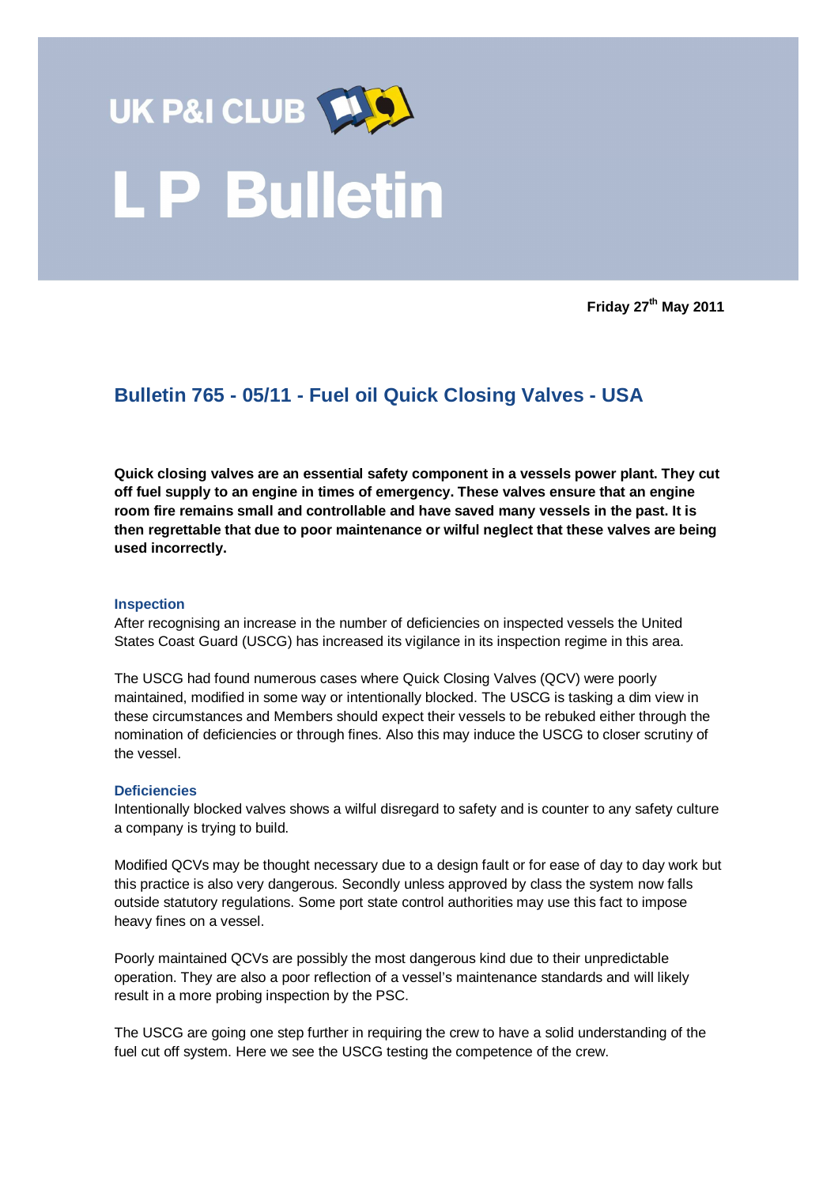UK P&I CLUB

# L P Bulletin

**Friday 27th May 2011**

## Bulletin 765 - 05/11 - Fuel oil Quick Closing Valves - USA

**Quick closing valves are an essential safety component in a vessels power plant. They cut off fuel supply to an engine in times of emergency. These valves ensure that an engine room fire remains small and controllable and have saved many vessels in the past. It is then regrettable that due to poor maintenance or wilful neglect that these valves are being used incorrectly.**

### Inspection

After recognising an increase in the number of deficiencies on inspected vessels the United States Coast Guard (USCG) has increased its vigilance in its inspection regime in this area.

The USCG had found numerous cases where Quick Closing Valves (QCV) were poorly maintained, modified in some way or intentionally blocked. The USCG is tasking a dim view in these circumstances and Members should expect their vessels to be rebuked either through the nomination of deficiencies or through fines. Also this may induce the USCG to closer scrutiny of the vessel.

### Deficiencies

Intentionally blocked valves shows a wilful disregard to safety and is counter to any safety culture a company is trying to build.

Modified QCVs may be thought necessary due to a design fault or for ease of day to day work but this practice is also very dangerous. Secondly unless approved by class the system now falls outside statutory regulations. Some port state control authorities may use this fact to impose heavy fines on a vessel.

Poorly maintained QCVs are possibly the most dangerous kind due to their unpredictable operation. They are also a poor reflection of a vessel's maintenance standards and will likely result in a more probing inspection by the PSC.

The USCG are going one step further in requiring the crew to have a solid understanding of the fuel cut off system. Here we see the USCG testing the competence of the crew.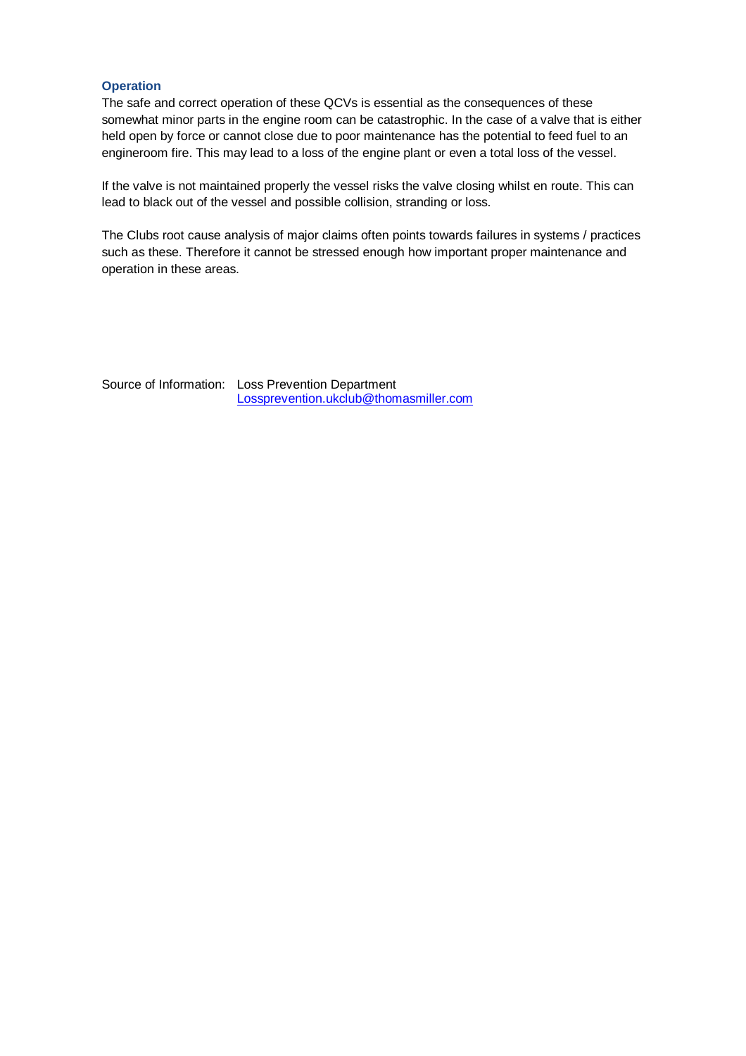### Operation

The safe and correct operation of these QCVs is essential as the consequences of these somewhat minor parts in the engine room can be catastrophic. In the case of a valve that is either held open by force or cannot close due to poor maintenance has the potential to feed fuel to an engineroom fire. This may lead to a loss of the engine plant or even a total loss of the vessel.

If the valve is not maintained properly the vessel risks the valve closing whilst en route. This can lead to black out of the vessel and possible collision, stranding or loss.

The Clubs root cause analysis of major claims often points towards failures in systems / practices such as these. Therefore it cannot be stressed enough how important proper maintenance and operation in these areas.

Source of Information: Loss Prevention Department
Lossprevention.ukclub@thomasmiller.com